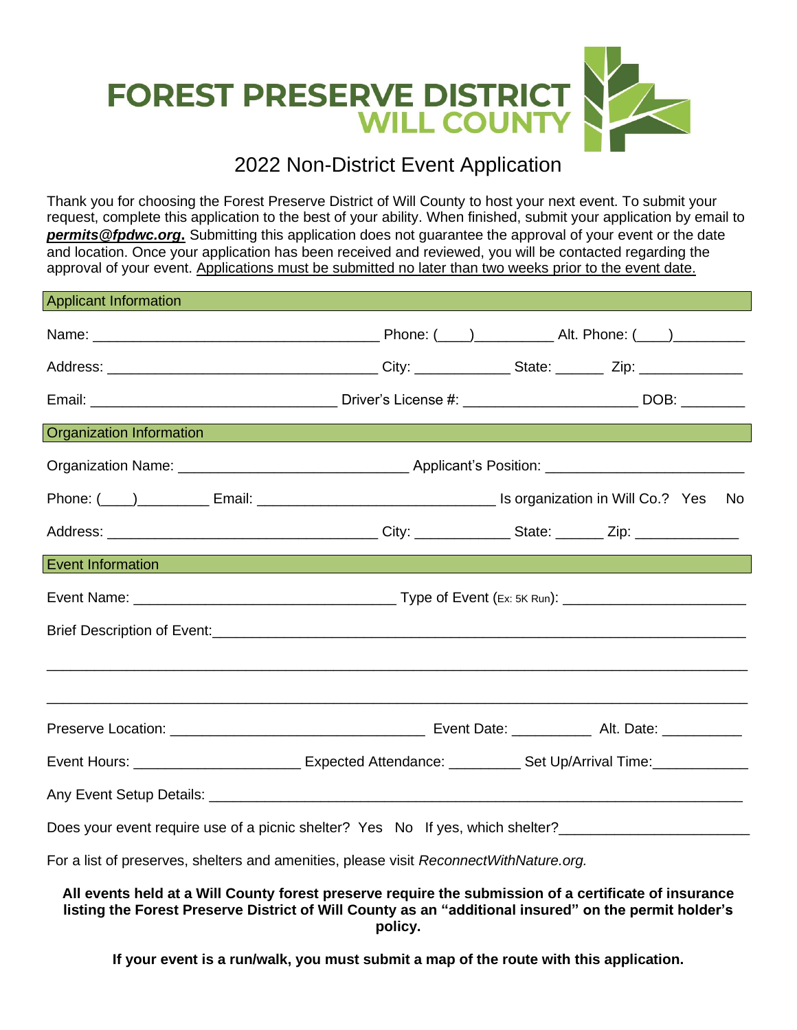# FOREST PRESERVE DISTRICT WILL COUNTY

## 2022 Non-District Event Application

Thank you for choosing the Forest Preserve District of Will County to host your next event. To submit your request, complete this application to the best of your ability. When finished, submit your application by email to ***permits@fpdwc.org.*** Submitting this application does not guarantee the approval of your event or the date and location. Once your application has been received and reviewed, you will be contacted regarding the approval of your event. Applications must be submitted no later than two weeks prior to the event date.

### Applicant Information

Name: ___________________________________ Phone: (____)_________ Alt. Phone: (____)_________

Address: _________________________________ City: ____________ State: ______ Zip: _____________

Email: _______________________________ Driver's License #: _____________________ DOB: ________

### Organization Information

Organization Name: ____________________________ Applicant's Position: _______________________

Phone: (____)_________ Email: ______________________________ Is organization in Will Co.? Yes No

Address: _________________________________ City: ____________ State: ______ Zip: _____________

### Event Information

Event Name: ________________________________ Type of Event (Ex: 5K Run): ______________________

Brief Description of Event:_________________________________________________________________

_____________________________________________________________________________________

_____________________________________________________________________________________

Preserve Location: ________________________________ Event Date: __________ Alt. Date: __________

Event Hours: _____________________ Expected Attendance: _________ Set Up/Arrival Time:____________

Any Event Setup Details: ____________________________________________________________________

Does your event require use of a picnic shelter? Yes No If yes, which shelter?_______________________

For a list of preserves, shelters and amenities, please visit *ReconnectWithNature.org.*

**All events held at a Will County forest preserve require the submission of a certificate of insurance listing the Forest Preserve District of Will County as an "additional insured" on the permit holder's policy.**

**If your event is a run/walk, you must submit a map of the route with this application.**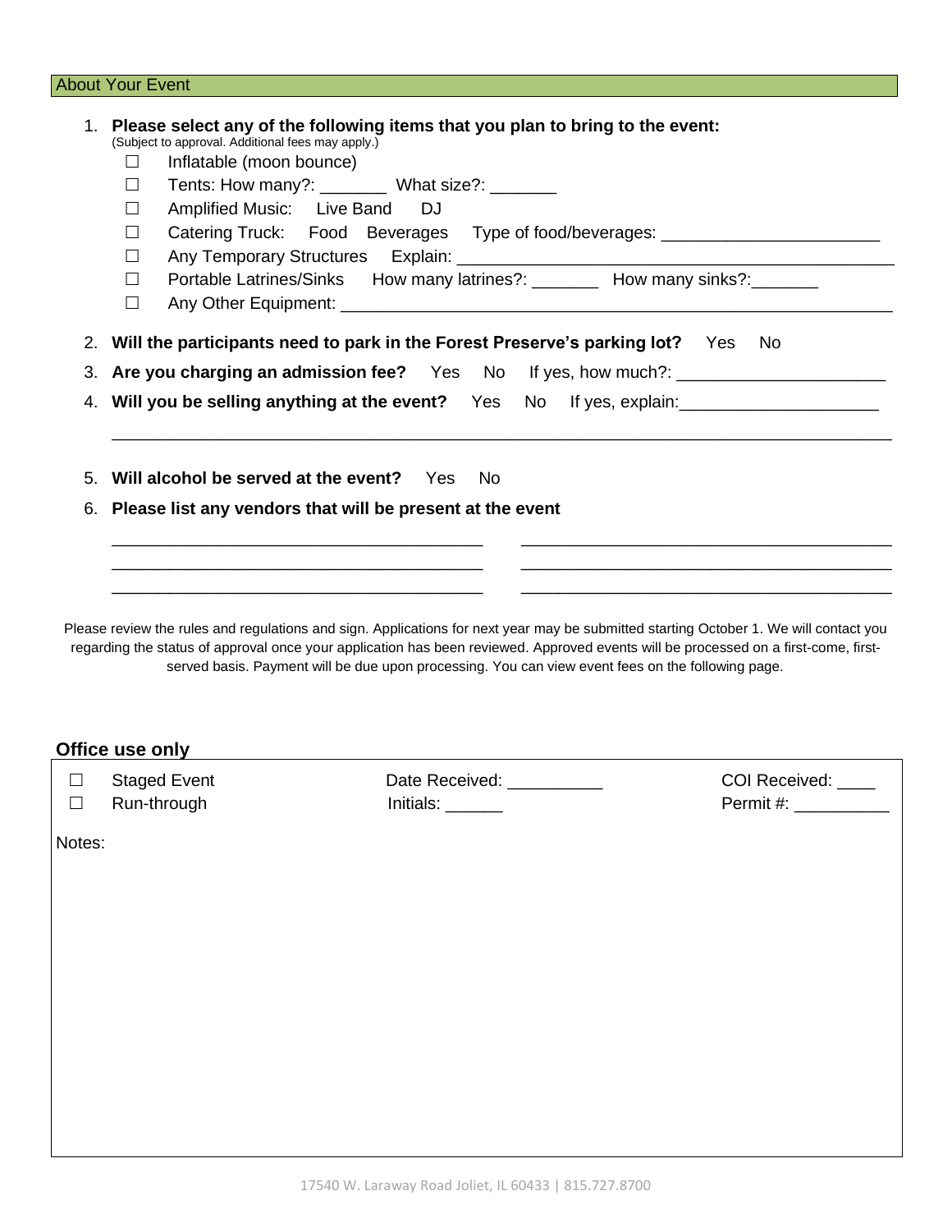## About Your Event

1. **Please select any of the following items that you plan to bring to the event:**
   (Subject to approval. Additional fees may apply.)
   - ☐ Inflatable (moon bounce)
   - ☐ Tents: How many?: _______ What size?: _______
   - ☐ Amplified Music: Live Band DJ
   - ☐ Catering Truck: Food Beverages Type of food/beverages: ______________________
   - ☐ Any Temporary Structures Explain: ______________________________________________
   - ☐ Portable Latrines/Sinks How many latrines?: _______ How many sinks?:_______
   - ☐ Any Other Equipment: ____________________________________________________________

2. **Will the participants need to park in the Forest Preserve's parking lot?** Yes No

3. **Are you charging an admission fee?** Yes No If yes, how much?: ______________________

4. **Will you be selling anything at the event?** Yes No If yes, explain:_____________________

   ________________________________________________________________________________________

5. **Will alcohol be served at the event?** Yes No

6. **Please list any vendors that will be present at the event**

   ________________________________________ ________________________________________
   ________________________________________ ________________________________________
   ________________________________________ ________________________________________

Please review the rules and regulations and sign. Applications for next year may be submitted starting October 1. We will contact you regarding the status of approval once your application has been reviewed. Approved events will be processed on a first-come, first-served basis. Payment will be due upon processing. You can view event fees on the following page.

### Office use only

| | | |
|---|---|---|
| ☐ Staged Event | Date Received: __________ | COI Received: ____ |
| ☐ Run-through | Initials: ______ | Permit #: __________ |

Notes:

17540 W. Laraway Road Joliet, IL 60433 | 815.727.8700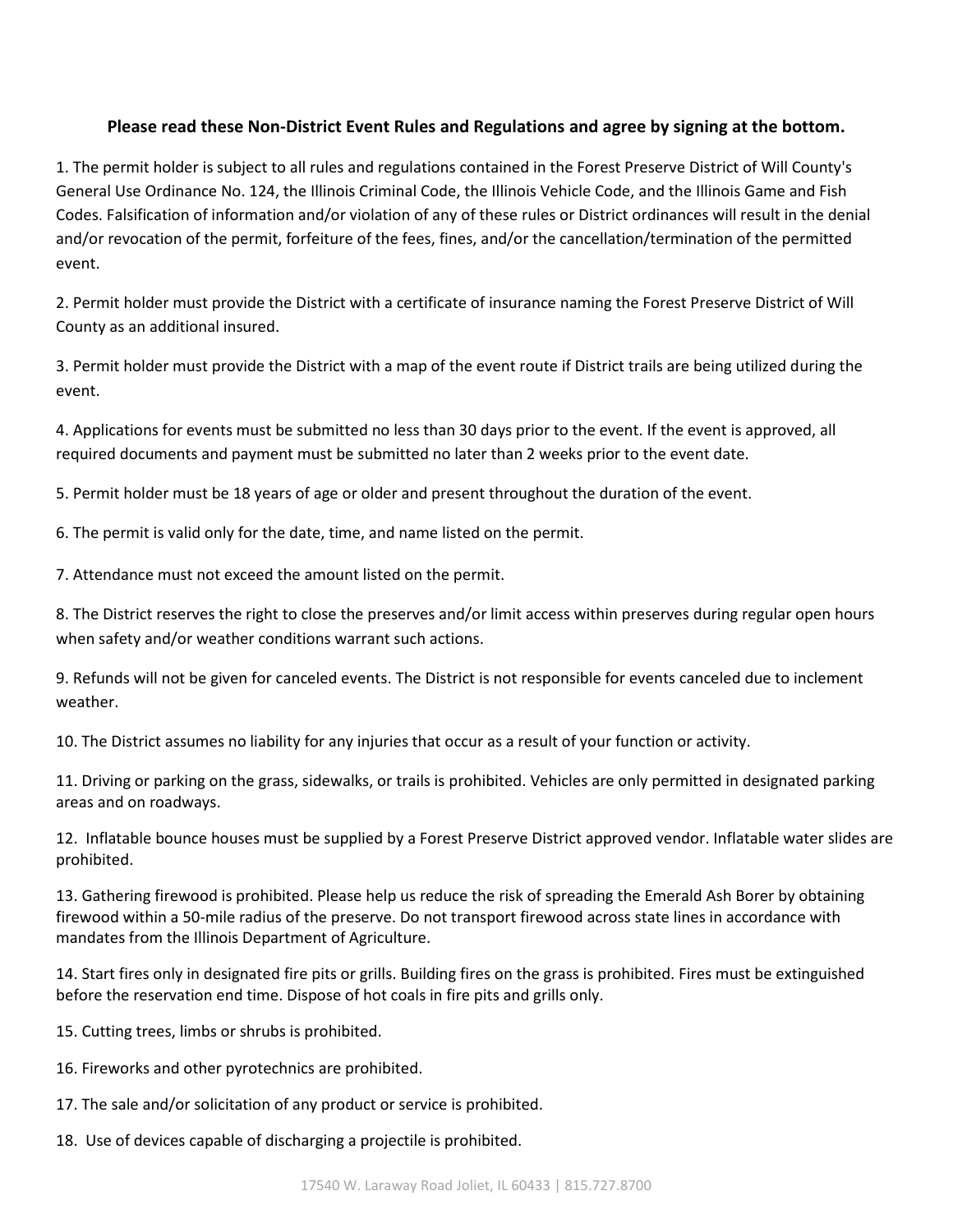**Please read these Non-District Event Rules and Regulations and agree by signing at the bottom.**

1. The permit holder is subject to all rules and regulations contained in the Forest Preserve District of Will County's General Use Ordinance No. 124, the Illinois Criminal Code, the Illinois Vehicle Code, and the Illinois Game and Fish Codes. Falsification of information and/or violation of any of these rules or District ordinances will result in the denial and/or revocation of the permit, forfeiture of the fees, fines, and/or the cancellation/termination of the permitted event.

2. Permit holder must provide the District with a certificate of insurance naming the Forest Preserve District of Will County as an additional insured.

3. Permit holder must provide the District with a map of the event route if District trails are being utilized during the event.

4. Applications for events must be submitted no less than 30 days prior to the event. If the event is approved, all required documents and payment must be submitted no later than 2 weeks prior to the event date.

5. Permit holder must be 18 years of age or older and present throughout the duration of the event.

6. The permit is valid only for the date, time, and name listed on the permit.

7. Attendance must not exceed the amount listed on the permit.

8. The District reserves the right to close the preserves and/or limit access within preserves during regular open hours when safety and/or weather conditions warrant such actions.

9. Refunds will not be given for canceled events. The District is not responsible for events canceled due to inclement weather.

10. The District assumes no liability for any injuries that occur as a result of your function or activity.

11. Driving or parking on the grass, sidewalks, or trails is prohibited. Vehicles are only permitted in designated parking areas and on roadways.

12. Inflatable bounce houses must be supplied by a Forest Preserve District approved vendor. Inflatable water slides are prohibited.

13. Gathering firewood is prohibited. Please help us reduce the risk of spreading the Emerald Ash Borer by obtaining firewood within a 50-mile radius of the preserve. Do not transport firewood across state lines in accordance with mandates from the Illinois Department of Agriculture.

14. Start fires only in designated fire pits or grills. Building fires on the grass is prohibited. Fires must be extinguished before the reservation end time. Dispose of hot coals in fire pits and grills only.

15. Cutting trees, limbs or shrubs is prohibited.

16. Fireworks and other pyrotechnics are prohibited.

17. The sale and/or solicitation of any product or service is prohibited.

18. Use of devices capable of discharging a projectile is prohibited.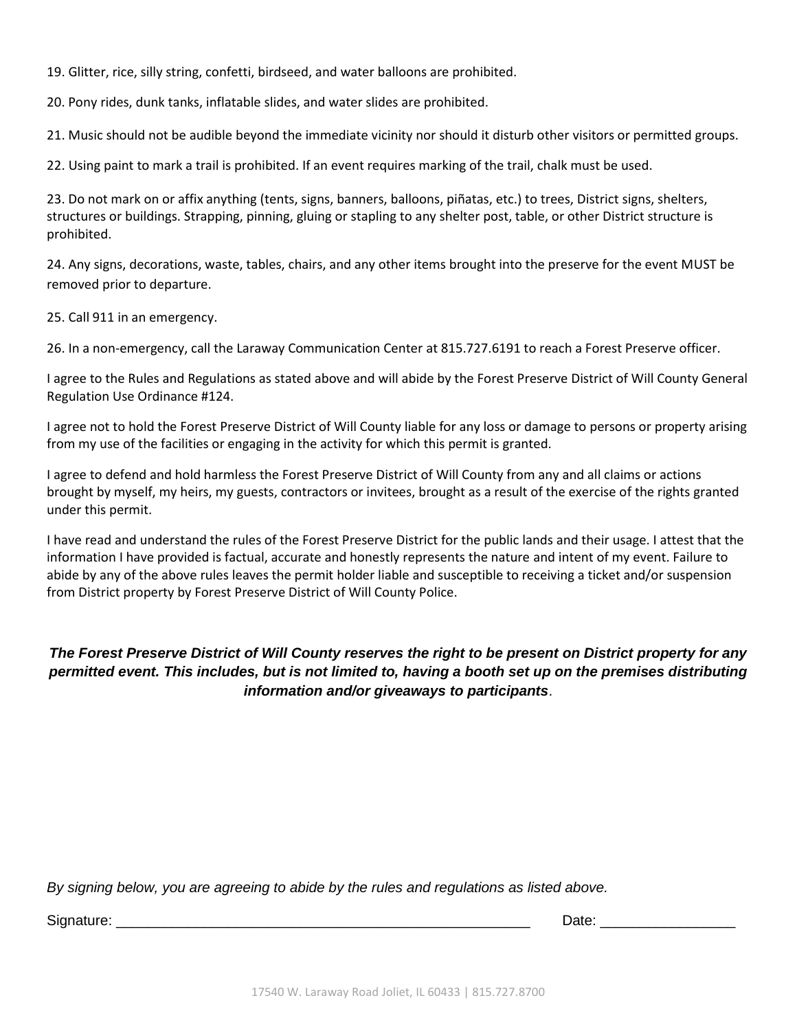19. Glitter, rice, silly string, confetti, birdseed, and water balloons are prohibited.

20. Pony rides, dunk tanks, inflatable slides, and water slides are prohibited.

21. Music should not be audible beyond the immediate vicinity nor should it disturb other visitors or permitted groups.

22. Using paint to mark a trail is prohibited. If an event requires marking of the trail, chalk must be used.

23. Do not mark on or affix anything (tents, signs, banners, balloons, piñatas, etc.) to trees, District signs, shelters, structures or buildings. Strapping, pinning, gluing or stapling to any shelter post, table, or other District structure is prohibited.

24. Any signs, decorations, waste, tables, chairs, and any other items brought into the preserve for the event MUST be removed prior to departure.

25. Call 911 in an emergency.

26. In a non-emergency, call the Laraway Communication Center at 815.727.6191 to reach a Forest Preserve officer.

I agree to the Rules and Regulations as stated above and will abide by the Forest Preserve District of Will County General Regulation Use Ordinance #124.

I agree not to hold the Forest Preserve District of Will County liable for any loss or damage to persons or property arising from my use of the facilities or engaging in the activity for which this permit is granted.

I agree to defend and hold harmless the Forest Preserve District of Will County from any and all claims or actions brought by myself, my heirs, my guests, contractors or invitees, brought as a result of the exercise of the rights granted under this permit.

I have read and understand the rules of the Forest Preserve District for the public lands and their usage. I attest that the information I have provided is factual, accurate and honestly represents the nature and intent of my event. Failure to abide by any of the above rules leaves the permit holder liable and susceptible to receiving a ticket and/or suspension from District property by Forest Preserve District of Will County Police.

***The Forest Preserve District of Will County reserves the right to be present on District property for any permitted event. This includes, but is not limited to, having a booth set up on the premises distributing information and/or giveaways to participants***.

*By signing below, you are agreeing to abide by the rules and regulations as listed above.*

Signature: ______________________________________________________ Date: _________________

17540 W. Laraway Road Joliet, IL 60433 | 815.727.8700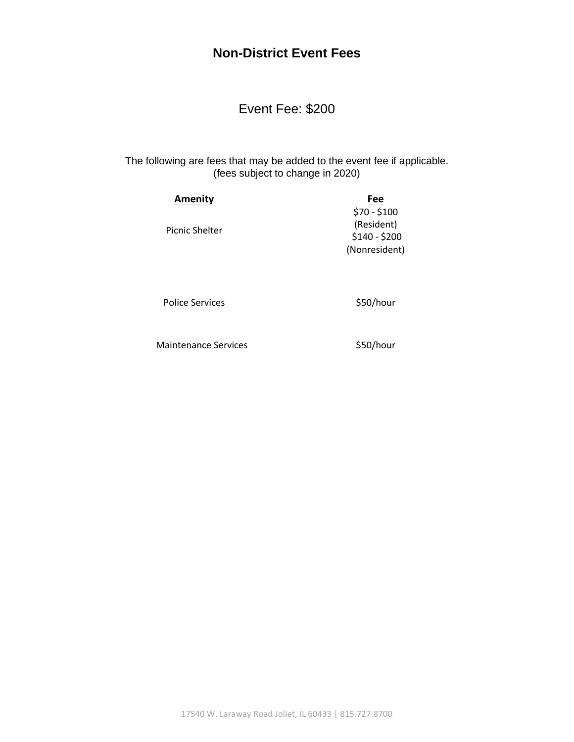# Non-District Event Fees

Event Fee: $200

The following are fees that may be added to the event fee if applicable.
(fees subject to change in 2020)

| Amenity | Fee |
| --- | --- |
| Picnic Shelter | $70 - $100 (Resident) $140 - $200 (Nonresident) |
| Police Services | $50/hour |
| Maintenance Services | $50/hour |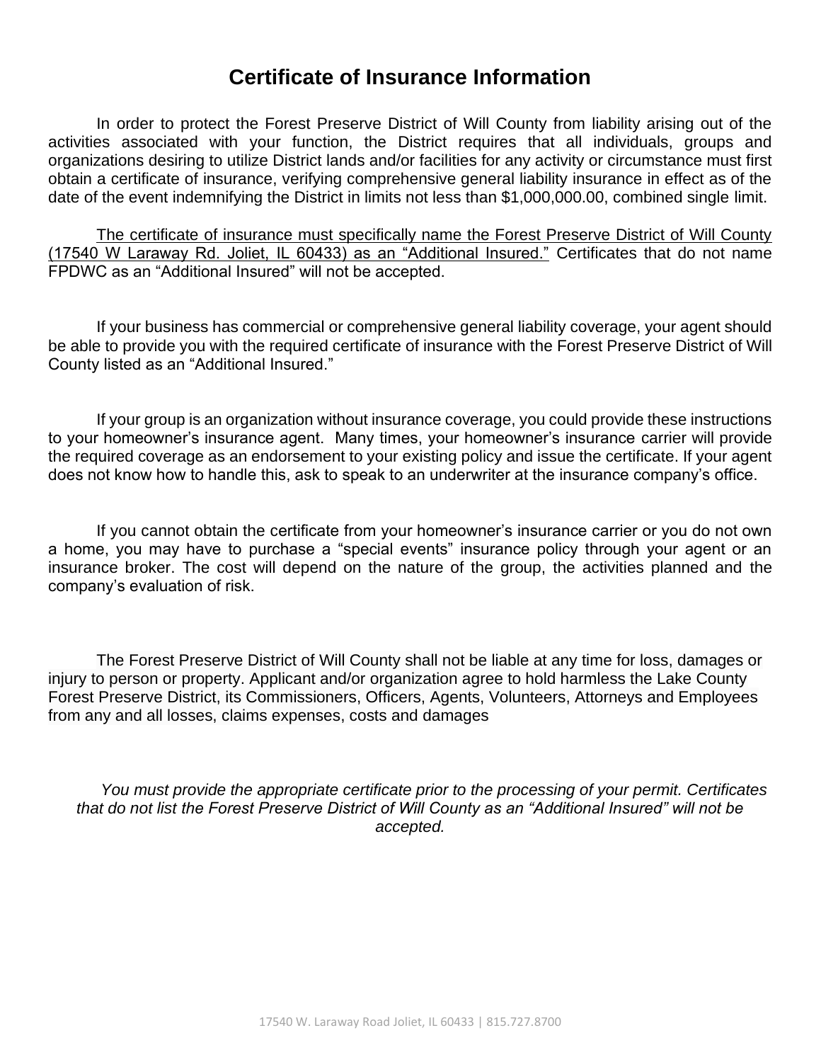# Certificate of Insurance Information

In order to protect the Forest Preserve District of Will County from liability arising out of the activities associated with your function, the District requires that all individuals, groups and organizations desiring to utilize District lands and/or facilities for any activity or circumstance must first obtain a certificate of insurance, verifying comprehensive general liability insurance in effect as of the date of the event indemnifying the District in limits not less than $1,000,000.00, combined single limit.

<u>The certificate of insurance must specifically name the Forest Preserve District of Will County (17540 W Laraway Rd. Joliet, IL 60433) as an "Additional Insured."</u> Certificates that do not name FPDWC as an "Additional Insured" will not be accepted.

If your business has commercial or comprehensive general liability coverage, your agent should be able to provide you with the required certificate of insurance with the Forest Preserve District of Will County listed as an "Additional Insured."

If your group is an organization without insurance coverage, you could provide these instructions to your homeowner's insurance agent. Many times, your homeowner's insurance carrier will provide the required coverage as an endorsement to your existing policy and issue the certificate. If your agent does not know how to handle this, ask to speak to an underwriter at the insurance company's office.

If you cannot obtain the certificate from your homeowner's insurance carrier or you do not own a home, you may have to purchase a "special events" insurance policy through your agent or an insurance broker. The cost will depend on the nature of the group, the activities planned and the company's evaluation of risk.

The Forest Preserve District of Will County shall not be liable at any time for loss, damages or injury to person or property. Applicant and/or organization agree to hold harmless the Lake County Forest Preserve District, its Commissioners, Officers, Agents, Volunteers, Attorneys and Employees from any and all losses, claims expenses, costs and damages

*You must provide the appropriate certificate prior to the processing of your permit. Certificates that do not list the Forest Preserve District of Will County as an "Additional Insured" will not be accepted.*

17540 W. Laraway Road Joliet, IL 60433 | 815.727.8700